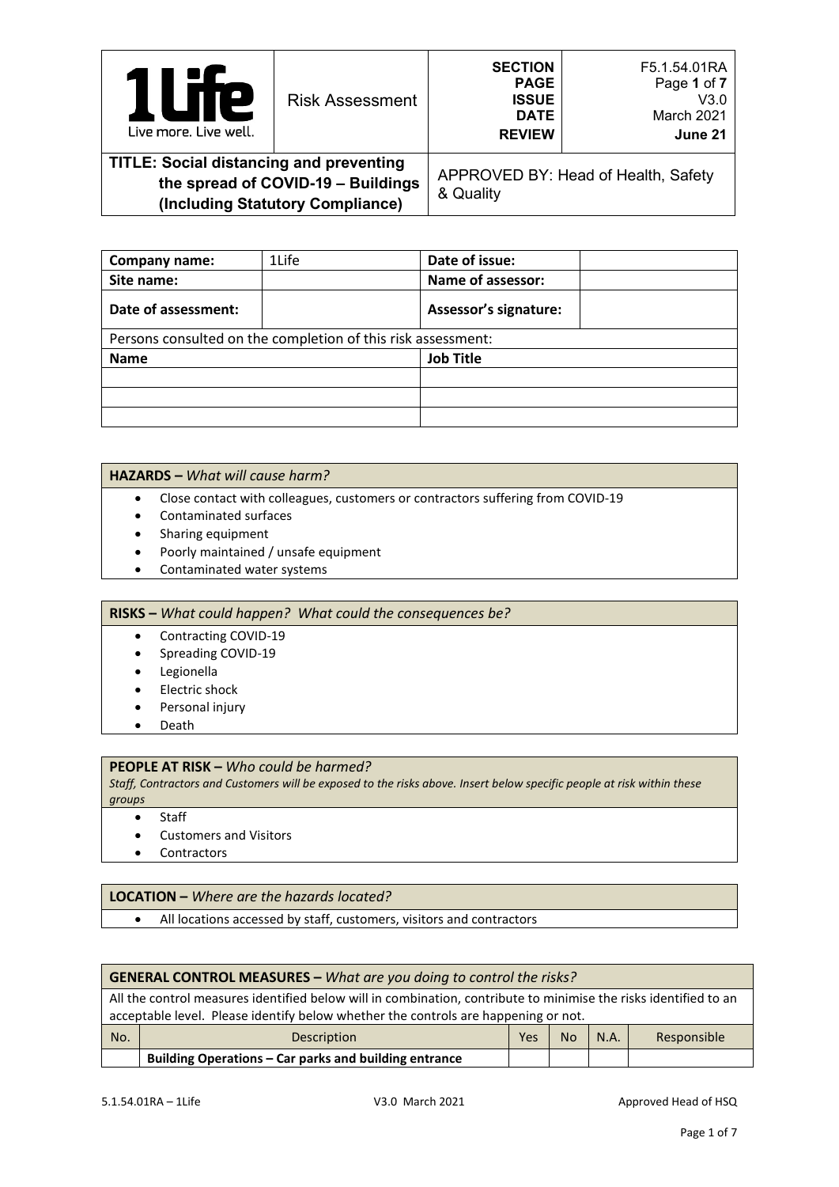| 1Life<br>Live more. Live well. | Risk Assessment | SECTION<br>PAGE<br>ISSUE<br>DATE<br>REVIEW | F5.1.54.01RA<br>Page 1 of 7<br>V3.0<br>March 2021<br>June 21 |
|---|---|---|---|
| **TITLE: Social distancing and preventing the spread of COVID-19 – Buildings (Including Statutory Compliance)** | | APPROVED BY: Head of Health, Safety & Quality | |

| **Company name:** | 1Life | **Date of issue:** | |
|---|---|---|---|
| **Site name:** | | **Name of assessor:** | |
| **Date of assessment:** | | **Assessor's signature:** | |
| Persons consulted on the completion of this risk assessment: | | | |
| **Name** | | **Job Title** | |
| | | | |
| | | | |
| | | | |

**HAZARDS –** *What will cause harm?*

- Close contact with colleagues, customers or contractors suffering from COVID-19
- Contaminated surfaces
- Sharing equipment
- Poorly maintained / unsafe equipment
- Contaminated water systems

**RISKS –** *What could happen? What could the consequences be?*

- Contracting COVID-19
- Spreading COVID-19
- Legionella
- Electric shock
- Personal injury
- Death

**PEOPLE AT RISK –** *Who could be harmed?*

*Staff, Contractors and Customers will be exposed to the risks above. Insert below specific people at risk within these groups*

- Staff
- Customers and Visitors
- Contractors

**LOCATION –** *Where are the hazards located?*

- All locations accessed by staff, customers, visitors and contractors

**GENERAL CONTROL MEASURES –** *What are you doing to control the risks?*

All the control measures identified below will in combination, contribute to minimise the risks identified to an acceptable level. Please identify below whether the controls are happening or not.

| No. | Description | Yes | No | N.A. | Responsible |
|---|---|---|---|---|---|
| | **Building Operations – Car parks and building entrance** | | | | |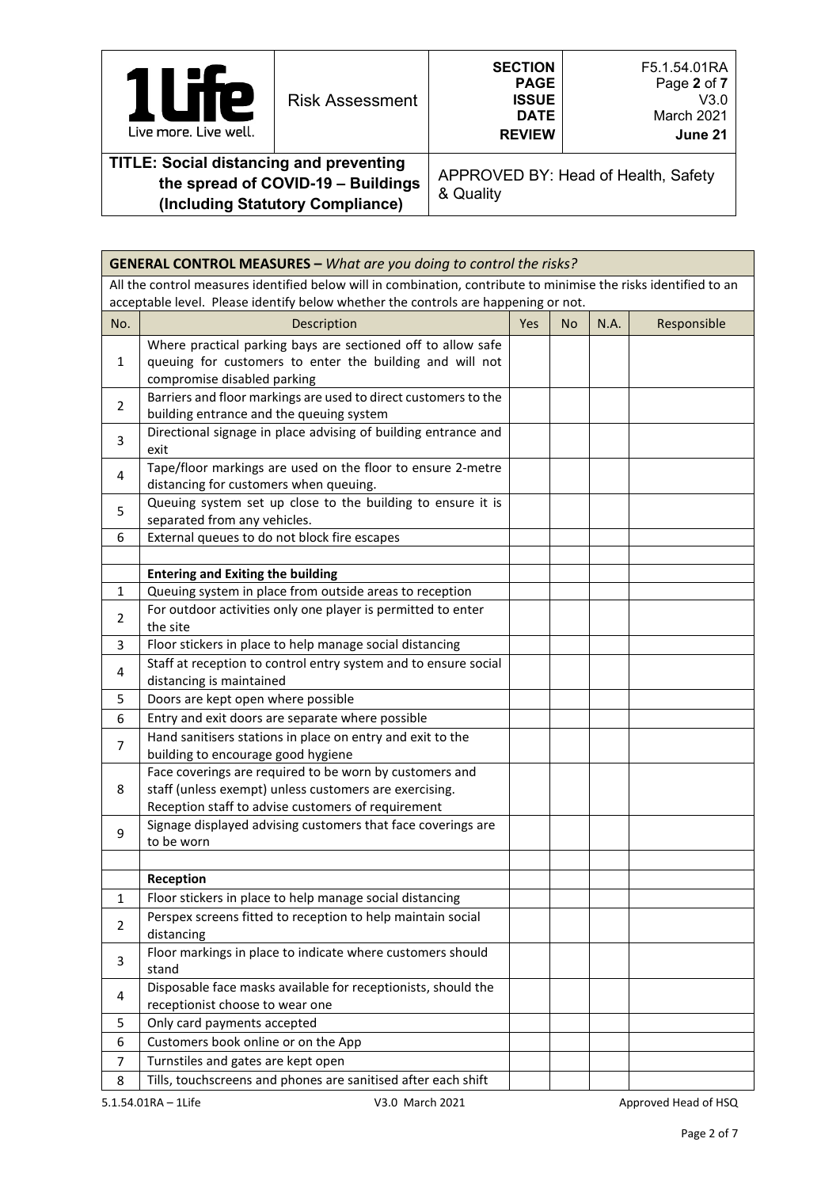**TITLE: Social distancing and preventing the spread of COVID-19 – Buildings (Including Statutory Compliance)**

APPROVED BY: Head of Health, Safety & Quality

| SECTION | F5.1.54.01RA |
|---|---|
| ISSUE | V3.0 |
| DATE | March 2021 |
| REVIEW | June 21 |

| **GENERAL CONTROL MEASURES –** *What are you doing to control the risks?* | | | | | |
|---|---|---|---|---|---|
| All the control measures identified below will in combination, contribute to minimise the risks identified to an acceptable level. Please identify below whether the controls are happening or not. | | | | | |
| No. | Description | Yes | No | N.A. | Responsible |
| 1 | Where practical parking bays are sectioned off to allow safe queuing for customers to enter the building and will not compromise disabled parking | | | | |
| 2 | Barriers and floor markings are used to direct customers to the building entrance and the queuing system | | | | |
| 3 | Directional signage in place advising of building entrance and exit | | | | |
| 4 | Tape/floor markings are used on the floor to ensure 2-metre distancing for customers when queuing. | | | | |
| 5 | Queuing system set up close to the building to ensure it is separated from any vehicles. | | | | |
| 6 | External queues to do not block fire escapes | | | | |
| | | | | | |
| | **Entering and Exiting the building** | | | | |
| 1 | Queuing system in place from outside areas to reception | | | | |
| 2 | For outdoor activities only one player is permitted to enter the site | | | | |
| 3 | Floor stickers in place to help manage social distancing | | | | |
| 4 | Staff at reception to control entry system and to ensure social distancing is maintained | | | | |
| 5 | Doors are kept open where possible | | | | |
| 6 | Entry and exit doors are separate where possible | | | | |
| 7 | Hand sanitisers stations in place on entry and exit to the building to encourage good hygiene | | | | |
| 8 | Face coverings are required to be worn by customers and staff (unless exempt) unless customers are exercising. Reception staff to advise customers of requirement | | | | |
| 9 | Signage displayed advising customers that face coverings are to be worn | | | | |
| | | | | | |
| | **Reception** | | | | |
| 1 | Floor stickers in place to help manage social distancing | | | | |
| 2 | Perspex screens fitted to reception to help maintain social distancing | | | | |
| 3 | Floor markings in place to indicate where customers should stand | | | | |
| 4 | Disposable face masks available for receptionists, should the receptionist choose to wear one | | | | |
| 5 | Only card payments accepted | | | | |
| 6 | Customers book online or on the App | | | | |
| 7 | Turnstiles and gates are kept open | | | | |
| 8 | Tills, touchscreens and phones are sanitised after each shift | | | | |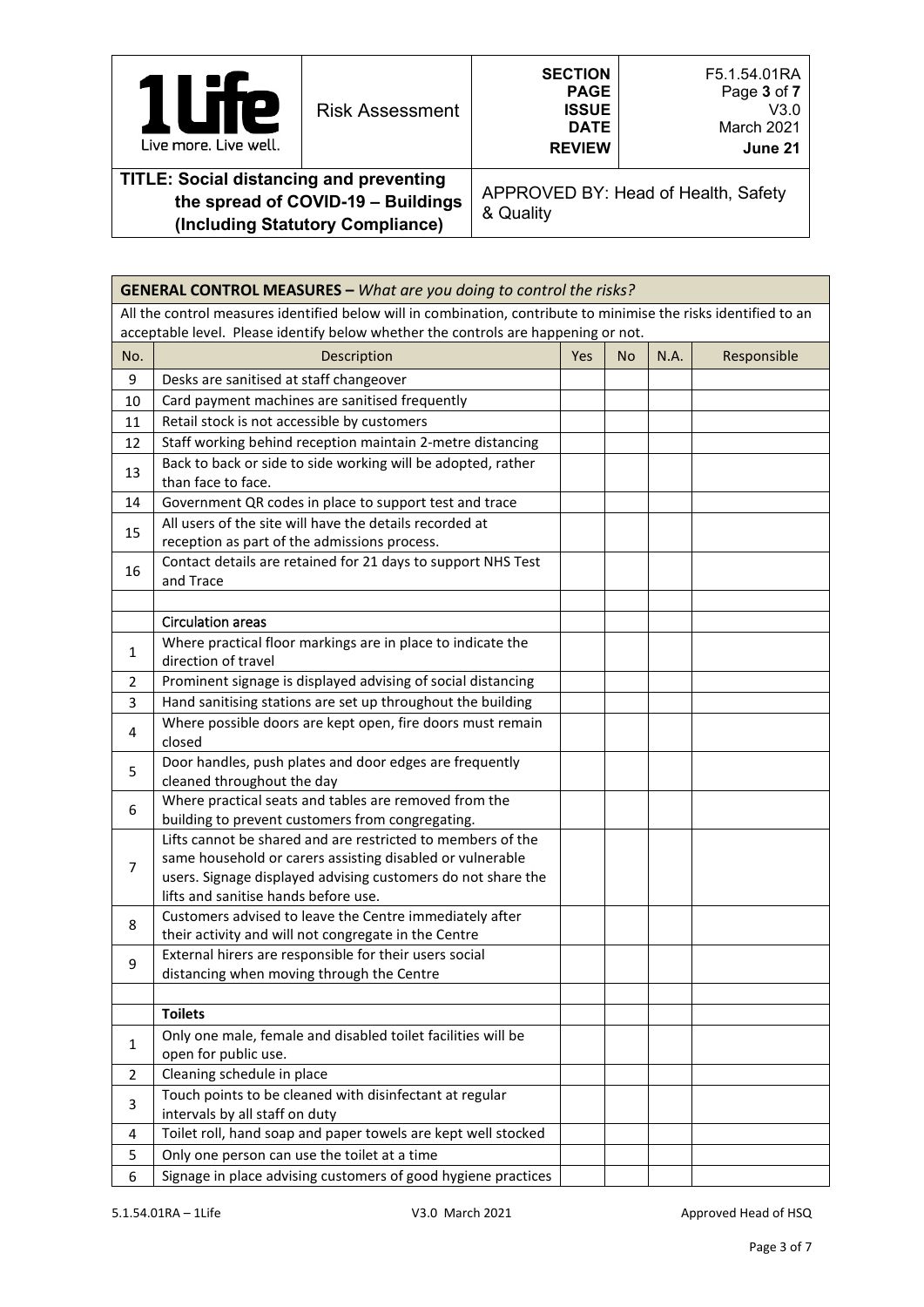| 1life Live more. Live well. | Risk Assessment | SECTION<br>PAGE<br>ISSUE<br>DATE<br>REVIEW | F5.1.54.01RA<br>Page 3 of 7<br>V3.0<br>March 2021<br>June 21 |
|---|---|---|---|
| **TITLE: Social distancing and preventing the spread of COVID-19 – Buildings (Including Statutory Compliance)** | | APPROVED BY: Head of Health, Safety & Quality | |

**GENERAL CONTROL MEASURES –** *What are you doing to control the risks?*

All the control measures identified below will in combination, contribute to minimise the risks identified to an acceptable level. Please identify below whether the controls are happening or not.

| No. | Description | Yes | No | N.A. | Responsible |
|---|---|---|---|---|---|
| 9 | Desks are sanitised at staff changeover | | | | |
| 10 | Card payment machines are sanitised frequently | | | | |
| 11 | Retail stock is not accessible by customers | | | | |
| 12 | Staff working behind reception maintain 2-metre distancing | | | | |
| 13 | Back to back or side to side working will be adopted, rather than face to face. | | | | |
| 14 | Government QR codes in place to support test and trace | | | | |
| 15 | All users of the site will have the details recorded at reception as part of the admissions process. | | | | |
| 16 | Contact details are retained for 21 days to support NHS Test and Trace | | | | |
| | | | | | |
| | Circulation areas | | | | |
| 1 | Where practical floor markings are in place to indicate the direction of travel | | | | |
| 2 | Prominent signage is displayed advising of social distancing | | | | |
| 3 | Hand sanitising stations are set up throughout the building | | | | |
| 4 | Where possible doors are kept open, fire doors must remain closed | | | | |
| 5 | Door handles, push plates and door edges are frequently cleaned throughout the day | | | | |
| 6 | Where practical seats and tables are removed from the building to prevent customers from congregating. | | | | |
| 7 | Lifts cannot be shared and are restricted to members of the same household or carers assisting disabled or vulnerable users. Signage displayed advising customers do not share the lifts and sanitise hands before use. | | | | |
| 8 | Customers advised to leave the Centre immediately after their activity and will not congregate in the Centre | | | | |
| 9 | External hirers are responsible for their users social distancing when moving through the Centre | | | | |
| | | | | | |
| | **Toilets** | | | | |
| 1 | Only one male, female and disabled toilet facilities will be open for public use. | | | | |
| 2 | Cleaning schedule in place | | | | |
| 3 | Touch points to be cleaned with disinfectant at regular intervals by all staff on duty | | | | |
| 4 | Toilet roll, hand soap and paper towels are kept well stocked | | | | |
| 5 | Only one person can use the toilet at a time | | | | |
| 6 | Signage in place advising customers of good hygiene practices | | | | |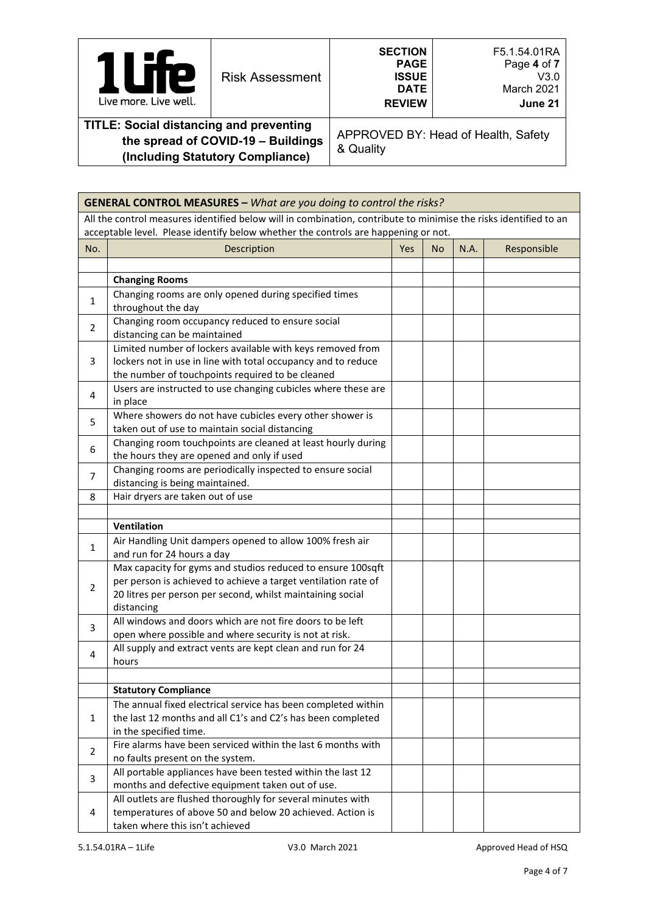| | Risk Assessment | SECTION<br>PAGE<br>ISSUE<br>DATE<br>REVIEW | F5.1.54.01RA<br>Page **4** of **7**<br>V3.0<br>March 2021<br>**June 21** |
|---|---|---|---|
| **TITLE: Social distancing and preventing the spread of COVID-19 – Buildings (Including Statutory Compliance)** | | APPROVED BY: Head of Health, Safety & Quality | |

| **GENERAL CONTROL MEASURES –** *What are you doing to control the risks?* | | | | | |
|---|---|---|---|---|---|
| All the control measures identified below will in combination, contribute to minimise the risks identified to an acceptable level. Please identify below whether the controls are happening or not. | | | | | |
| No. | Description | Yes | No | N.A. | Responsible |
| | | | | | |
| | **Changing Rooms** | | | | |
| 1 | Changing rooms are only opened during specified times throughout the day | | | | |
| 2 | Changing room occupancy reduced to ensure social distancing can be maintained | | | | |
| 3 | Limited number of lockers available with keys removed from lockers not in use in line with total occupancy and to reduce the number of touchpoints required to be cleaned | | | | |
| 4 | Users are instructed to use changing cubicles where these are in place | | | | |
| 5 | Where showers do not have cubicles every other shower is taken out of use to maintain social distancing | | | | |
| 6 | Changing room touchpoints are cleaned at least hourly during the hours they are opened and only if used | | | | |
| 7 | Changing rooms are periodically inspected to ensure social distancing is being maintained. | | | | |
| 8 | Hair dryers are taken out of use | | | | |
| | | | | | |
| | **Ventilation** | | | | |
| 1 | Air Handling Unit dampers opened to allow 100% fresh air and run for 24 hours a day | | | | |
| 2 | Max capacity for gyms and studios reduced to ensure 100sqft per person is achieved to achieve a target ventilation rate of 20 litres per person per second, whilst maintaining social distancing | | | | |
| 3 | All windows and doors which are not fire doors to be left open where possible and where security is not at risk. | | | | |
| 4 | All supply and extract vents are kept clean and run for 24 hours | | | | |
| | | | | | |
| | **Statutory Compliance** | | | | |
| 1 | The annual fixed electrical service has been completed within the last 12 months and all C1's and C2's has been completed in the specified time. | | | | |
| 2 | Fire alarms have been serviced within the last 6 months with no faults present on the system. | | | | |
| 3 | All portable appliances have been tested within the last 12 months and defective equipment taken out of use. | | | | |
| 4 | All outlets are flushed thoroughly for several minutes with temperatures of above 50 and below 20 achieved. Action is taken where this isn't achieved | | | | |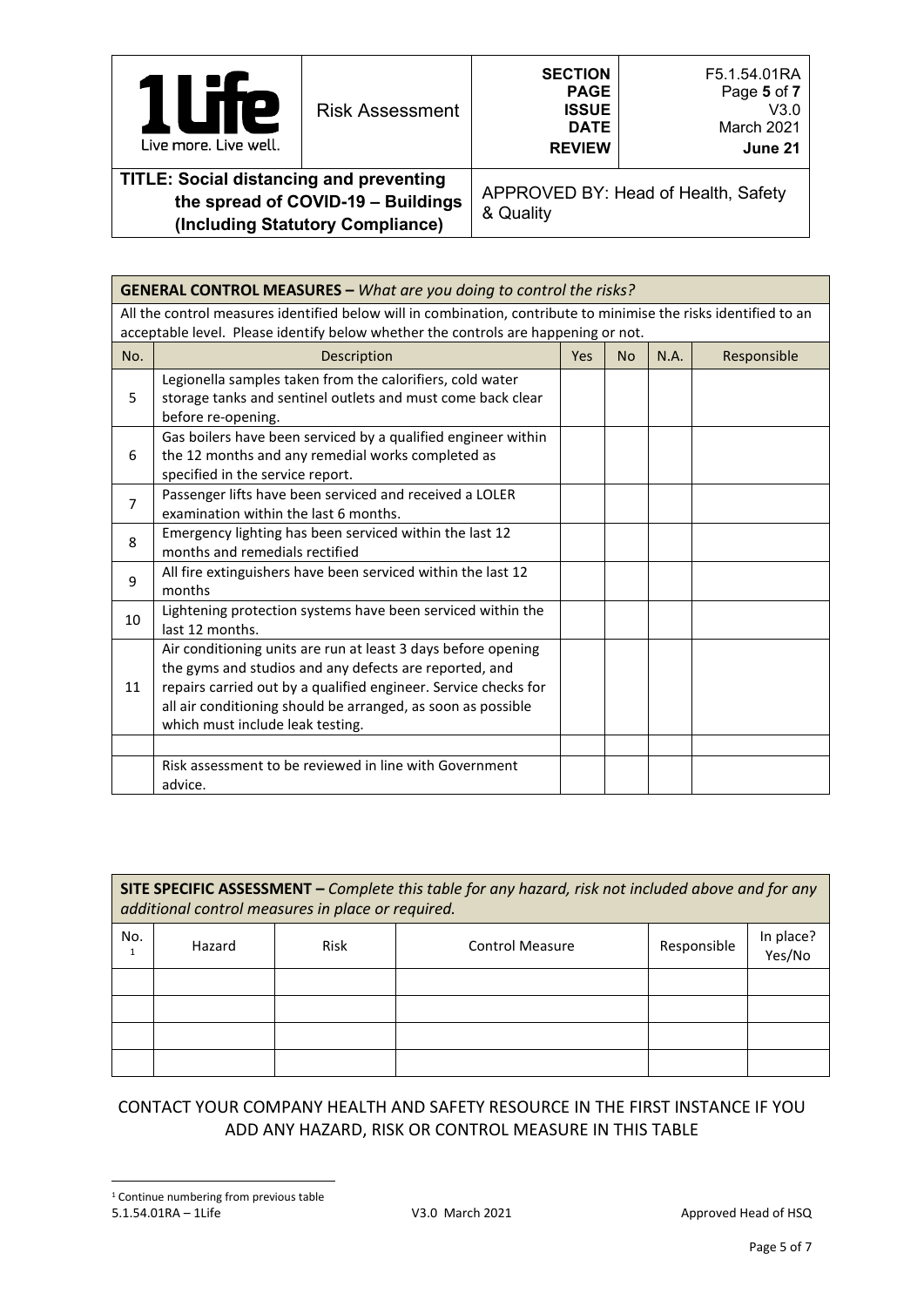| **GENERAL CONTROL MEASURES –** *What are you doing to control the risks?* | | | | | |
|---|---|---|---|---|---|
| All the control measures identified below will in combination, contribute to minimise the risks identified to an acceptable level. Please identify below whether the controls are happening or not. | | | | | |
| No. | Description | Yes | No | N.A. | Responsible |
| 5 | Legionella samples taken from the calorifiers, cold water storage tanks and sentinel outlets and must come back clear before re-opening. | | | | |
| 6 | Gas boilers have been serviced by a qualified engineer within the 12 months and any remedial works completed as specified in the service report. | | | | |
| 7 | Passenger lifts have been serviced and received a LOLER examination within the last 6 months. | | | | |
| 8 | Emergency lighting has been serviced within the last 12 months and remedials rectified | | | | |
| 9 | All fire extinguishers have been serviced within the last 12 months | | | | |
| 10 | Lightening protection systems have been serviced within the last 12 months. | | | | |
| 11 | Air conditioning units are run at least 3 days before opening the gyms and studios and any defects are reported, and repairs carried out by a qualified engineer. Service checks for all air conditioning should be arranged, as soon as possible which must include leak testing. | | | | |
| | | | | | |
| | Risk assessment to be reviewed in line with Government advice. | | | | |

| **SITE SPECIFIC ASSESSMENT –** *Complete this table for any hazard, risk not included above and for any additional control measures in place or required.* | | | | | |
|---|---|---|---|---|---|
| No.[1] | Hazard | Risk | Control Measure | Responsible | In place? Yes/No |
| | | | | | |
| | | | | | |
| | | | | | |
| | | | | | |

CONTACT YOUR COMPANY HEALTH AND SAFETY RESOURCE IN THE FIRST INSTANCE IF YOU ADD ANY HAZARD, RISK OR CONTROL MEASURE IN THIS TABLE

[1] Continue numbering from previous table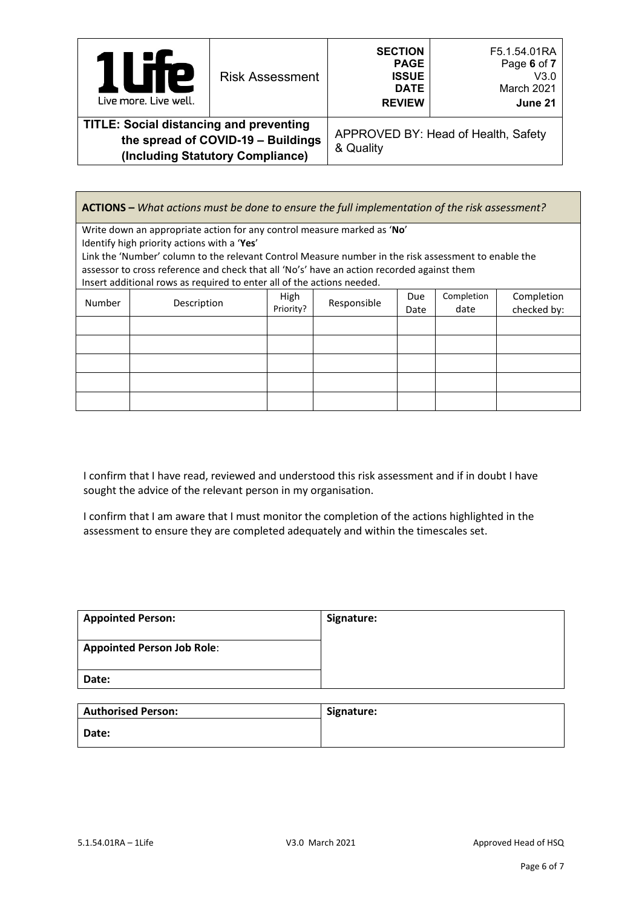**ACTIONS –** *What actions must be done to ensure the full implementation of the risk assessment?*

Write down an appropriate action for any control measure marked as '**No**'
Identify high priority actions with a '**Yes**'
Link the 'Number' column to the relevant Control Measure number in the risk assessment to enable the assessor to cross reference and check that all 'No's' have an action recorded against them
Insert additional rows as required to enter all of the actions needed.

| Number | Description | High Priority? | Responsible | Due Date | Completion date | Completion checked by: |
|---|---|---|---|---|---|---|
| | | | | | | |
| | | | | | | |
| | | | | | | |
| | | | | | | |
| | | | | | | |

I confirm that I have read, reviewed and understood this risk assessment and if in doubt I have sought the advice of the relevant person in my organisation.

I confirm that I am aware that I must monitor the completion of the actions highlighted in the assessment to ensure they are completed adequately and within the timescales set.

| **Appointed Person:** | **Signature:** |
|---|---|
| **Appointed Person Job Role**: | |
| **Date:** | |

| **Authorised Person:** | **Signature:** |
|---|---|
| **Date:** | |